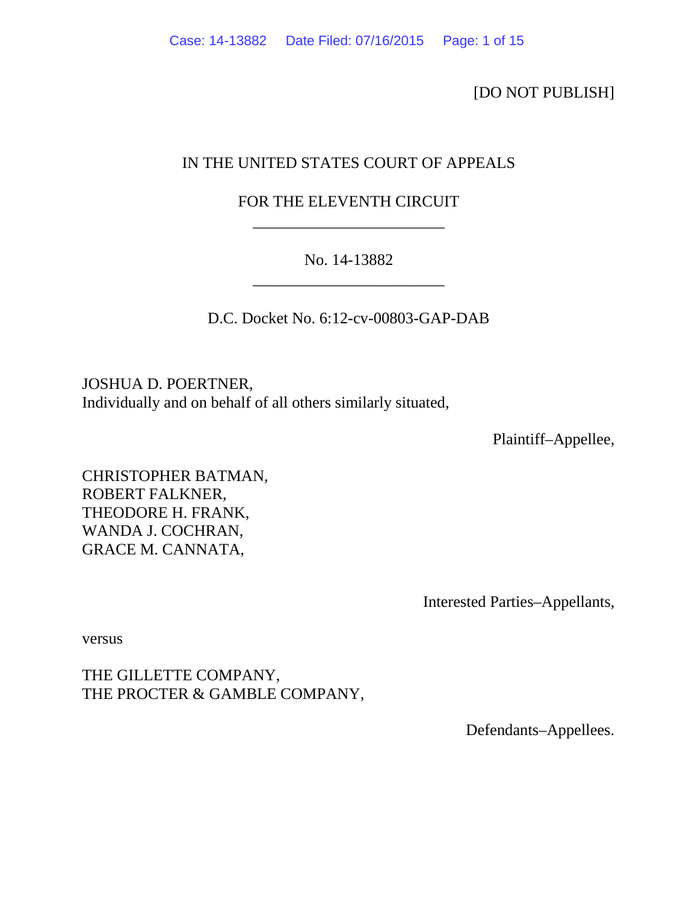[DO NOT PUBLISH]

IN THE UNITED STATES COURT OF APPEALS

FOR THE ELEVENTH CIRCUIT

________________________

No. 14-13882

________________________

D.C. Docket No. 6:12-cv-00803-GAP-DAB

JOSHUA D. POERTNER,
Individually and on behalf of all others similarly situated,

Plaintiff–Appellee,

CHRISTOPHER BATMAN,
ROBERT FALKNER,
THEODORE H. FRANK,
WANDA J. COCHRAN,
GRACE M. CANNATA,

Interested Parties–Appellants,

versus

THE GILLETTE COMPANY,
THE PROCTER & GAMBLE COMPANY,

Defendants–Appellees.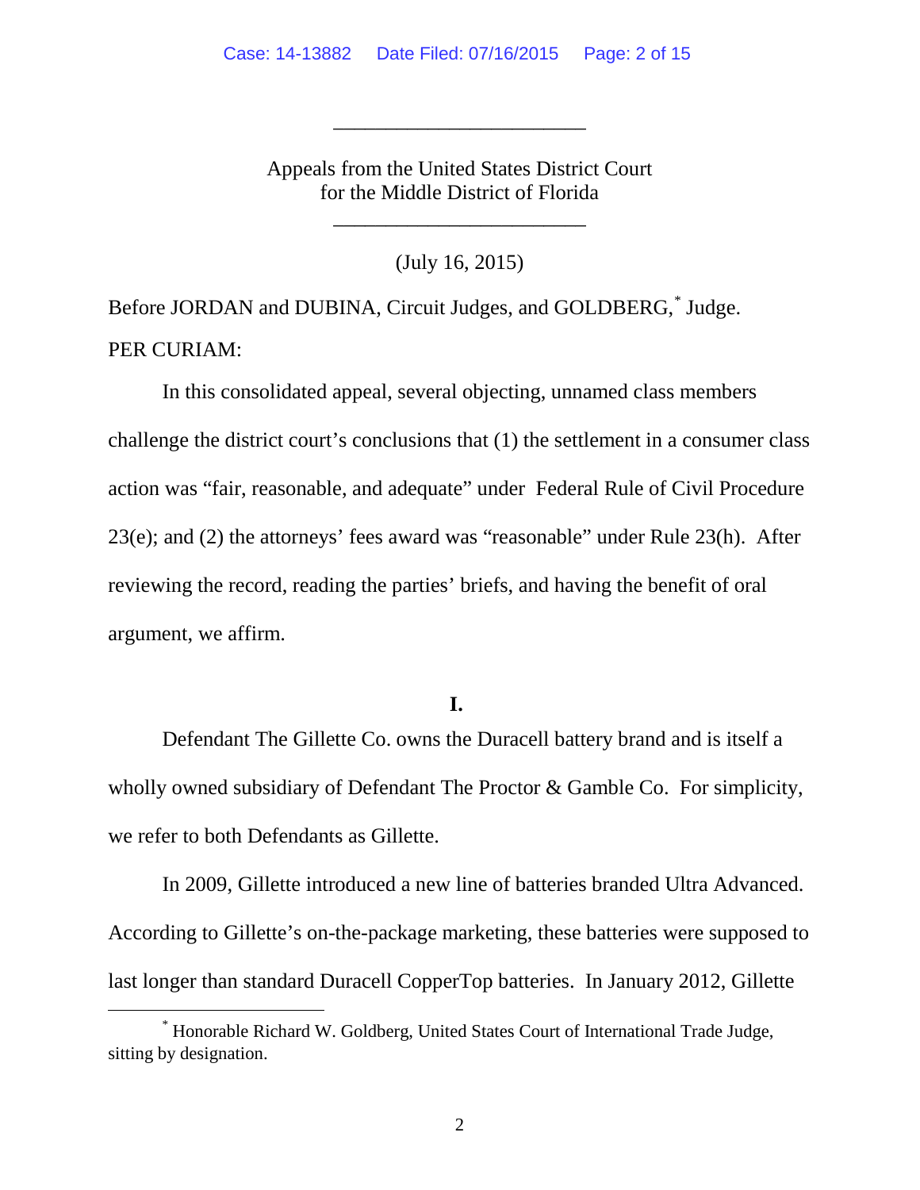________________________

Appeals from the United States District Court
for the Middle District of Florida

________________________

(July 16, 2015)

Before JORDAN and DUBINA, Circuit Judges, and GOLDBERG,[*] Judge.

PER CURIAM:

In this consolidated appeal, several objecting, unnamed class members challenge the district court's conclusions that (1) the settlement in a consumer class action was "fair, reasonable, and adequate" under Federal Rule of Civil Procedure 23(e); and (2) the attorneys' fees award was "reasonable" under Rule 23(h). After reviewing the record, reading the parties' briefs, and having the benefit of oral argument, we affirm.

**I.**

Defendant The Gillette Co. owns the Duracell battery brand and is itself a wholly owned subsidiary of Defendant The Proctor & Gamble Co. For simplicity, we refer to both Defendants as Gillette.

In 2009, Gillette introduced a new line of batteries branded Ultra Advanced. According to Gillette's on-the-package marketing, these batteries were supposed to last longer than standard Duracell CopperTop batteries. In January 2012, Gillette

---

[*] Honorable Richard W. Goldberg, United States Court of International Trade Judge, sitting by designation.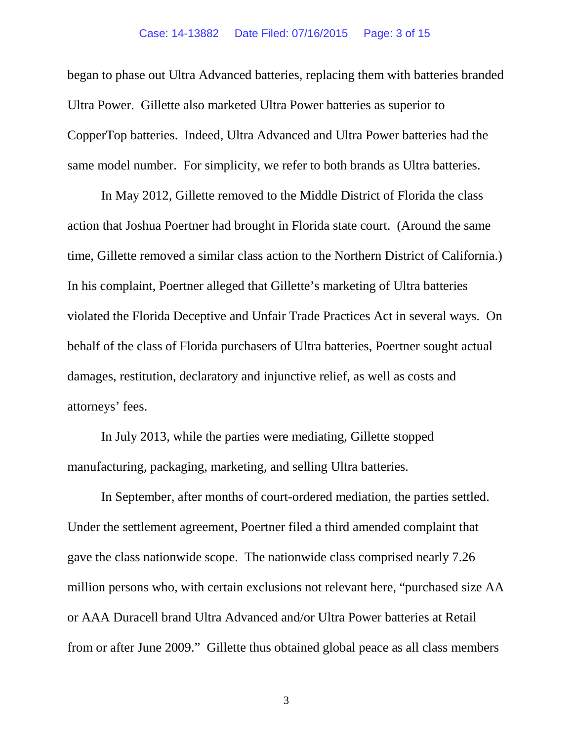began to phase out Ultra Advanced batteries, replacing them with batteries branded Ultra Power. Gillette also marketed Ultra Power batteries as superior to CopperTop batteries. Indeed, Ultra Advanced and Ultra Power batteries had the same model number. For simplicity, we refer to both brands as Ultra batteries.

In May 2012, Gillette removed to the Middle District of Florida the class action that Joshua Poertner had brought in Florida state court. (Around the same time, Gillette removed a similar class action to the Northern District of California.) In his complaint, Poertner alleged that Gillette's marketing of Ultra batteries violated the Florida Deceptive and Unfair Trade Practices Act in several ways. On behalf of the class of Florida purchasers of Ultra batteries, Poertner sought actual damages, restitution, declaratory and injunctive relief, as well as costs and attorneys' fees.

In July 2013, while the parties were mediating, Gillette stopped manufacturing, packaging, marketing, and selling Ultra batteries.

In September, after months of court-ordered mediation, the parties settled. Under the settlement agreement, Poertner filed a third amended complaint that gave the class nationwide scope. The nationwide class comprised nearly 7.26 million persons who, with certain exclusions not relevant here, "purchased size AA or AAA Duracell brand Ultra Advanced and/or Ultra Power batteries at Retail from or after June 2009." Gillette thus obtained global peace as all class members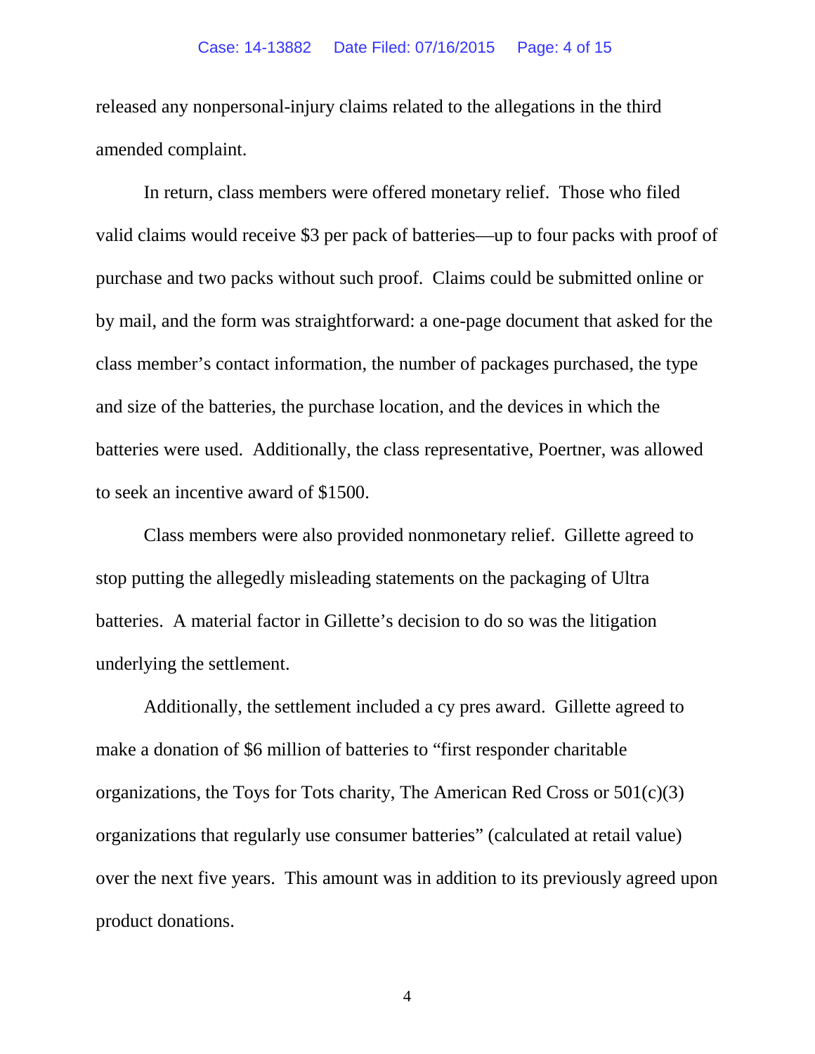released any nonpersonal-injury claims related to the allegations in the third amended complaint.

In return, class members were offered monetary relief. Those who filed valid claims would receive $3 per pack of batteries—up to four packs with proof of purchase and two packs without such proof. Claims could be submitted online or by mail, and the form was straightforward: a one-page document that asked for the class member's contact information, the number of packages purchased, the type and size of the batteries, the purchase location, and the devices in which the batteries were used. Additionally, the class representative, Poertner, was allowed to seek an incentive award of $1500.

Class members were also provided nonmonetary relief. Gillette agreed to stop putting the allegedly misleading statements on the packaging of Ultra batteries. A material factor in Gillette's decision to do so was the litigation underlying the settlement.

Additionally, the settlement included a cy pres award. Gillette agreed to make a donation of $6 million of batteries to "first responder charitable organizations, the Toys for Tots charity, The American Red Cross or 501(c)(3) organizations that regularly use consumer batteries" (calculated at retail value) over the next five years. This amount was in addition to its previously agreed upon product donations.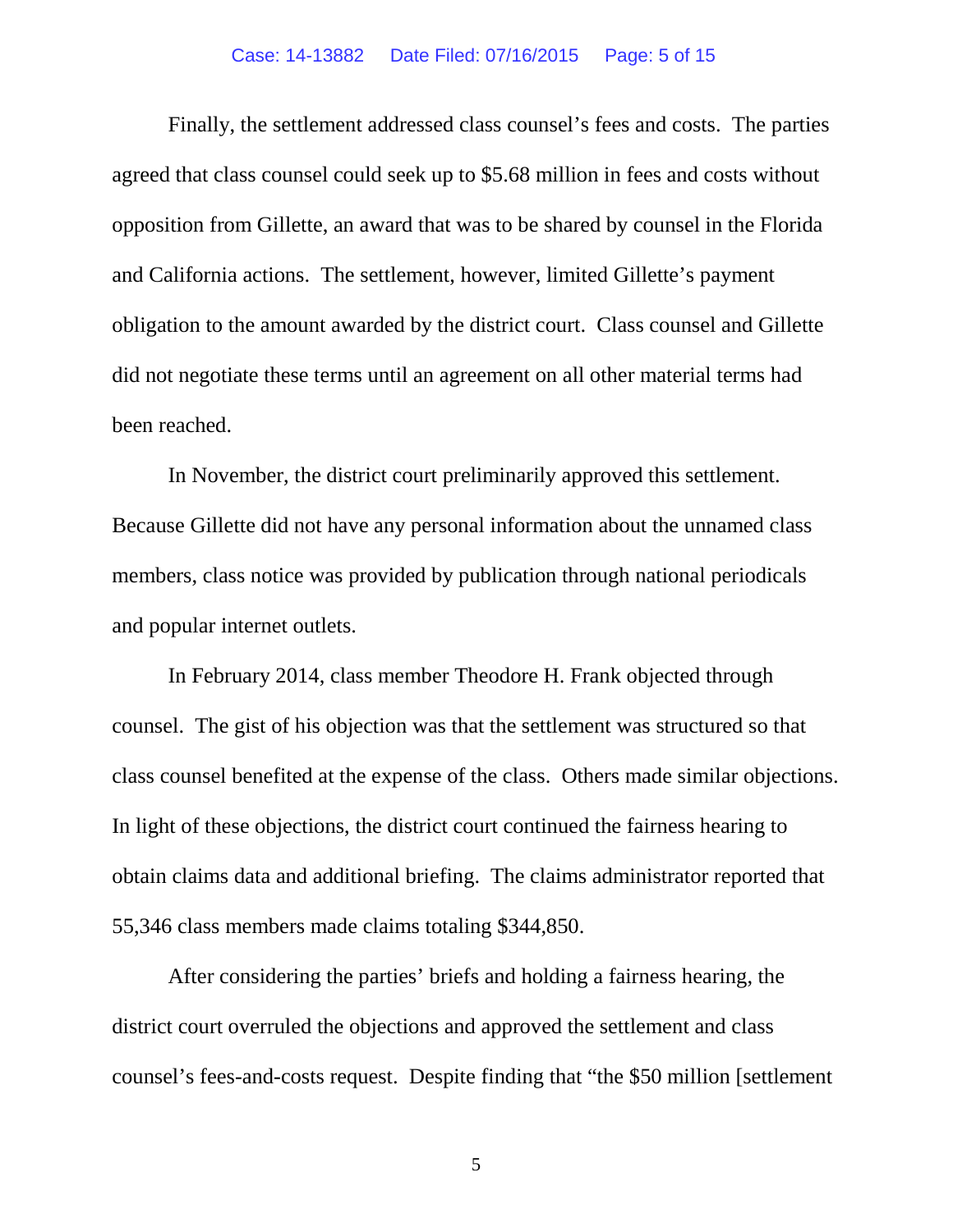Finally, the settlement addressed class counsel's fees and costs. The parties agreed that class counsel could seek up to $5.68 million in fees and costs without opposition from Gillette, an award that was to be shared by counsel in the Florida and California actions. The settlement, however, limited Gillette's payment obligation to the amount awarded by the district court. Class counsel and Gillette did not negotiate these terms until an agreement on all other material terms had been reached.

In November, the district court preliminarily approved this settlement. Because Gillette did not have any personal information about the unnamed class members, class notice was provided by publication through national periodicals and popular internet outlets.

In February 2014, class member Theodore H. Frank objected through counsel. The gist of his objection was that the settlement was structured so that class counsel benefited at the expense of the class. Others made similar objections. In light of these objections, the district court continued the fairness hearing to obtain claims data and additional briefing. The claims administrator reported that 55,346 class members made claims totaling $344,850.

After considering the parties' briefs and holding a fairness hearing, the district court overruled the objections and approved the settlement and class counsel's fees-and-costs request. Despite finding that "the $50 million [settlement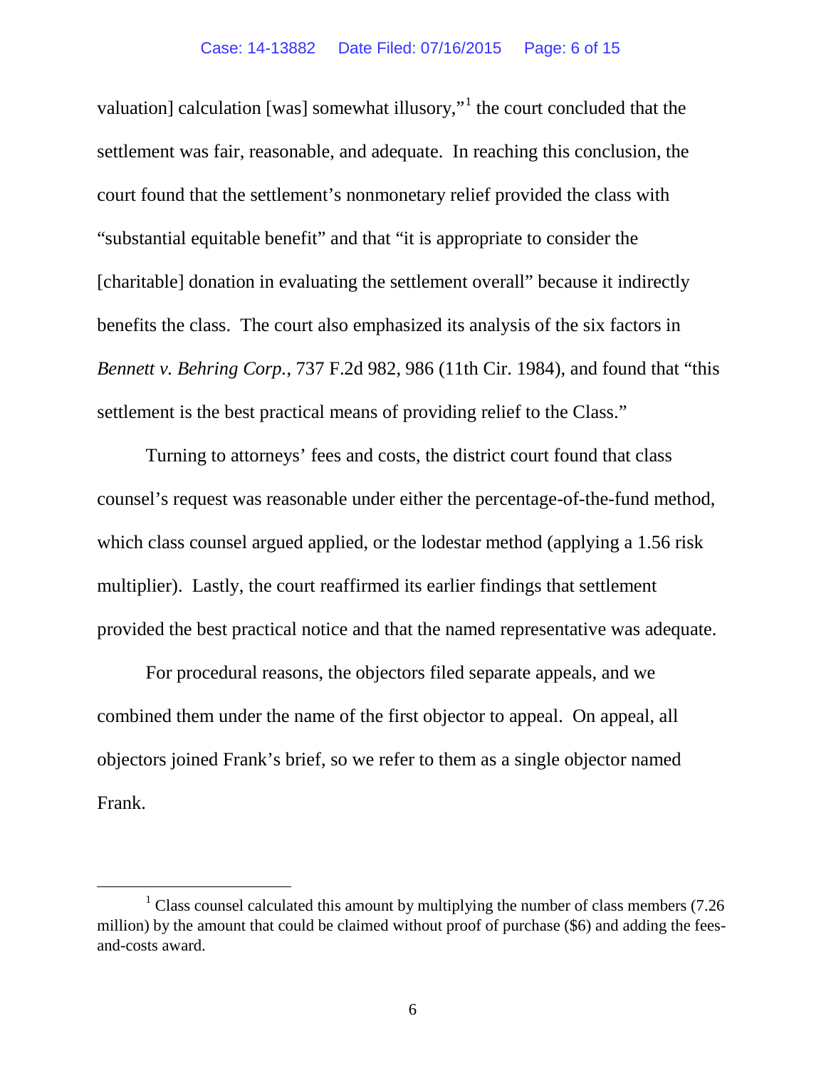valuation] calculation [was] somewhat illusory,"[1] the court concluded that the settlement was fair, reasonable, and adequate. In reaching this conclusion, the court found that the settlement's nonmonetary relief provided the class with "substantial equitable benefit" and that "it is appropriate to consider the [charitable] donation in evaluating the settlement overall" because it indirectly benefits the class. The court also emphasized its analysis of the six factors in *Bennett v. Behring Corp.*, 737 F.2d 982, 986 (11th Cir. 1984), and found that "this settlement is the best practical means of providing relief to the Class."

Turning to attorneys' fees and costs, the district court found that class counsel's request was reasonable under either the percentage-of-the-fund method, which class counsel argued applied, or the lodestar method (applying a 1.56 risk multiplier). Lastly, the court reaffirmed its earlier findings that settlement provided the best practical notice and that the named representative was adequate.

For procedural reasons, the objectors filed separate appeals, and we combined them under the name of the first objector to appeal. On appeal, all objectors joined Frank's brief, so we refer to them as a single objector named Frank.

---

[1] Class counsel calculated this amount by multiplying the number of class members (7.26 million) by the amount that could be claimed without proof of purchase ($6) and adding the fees-and-costs award.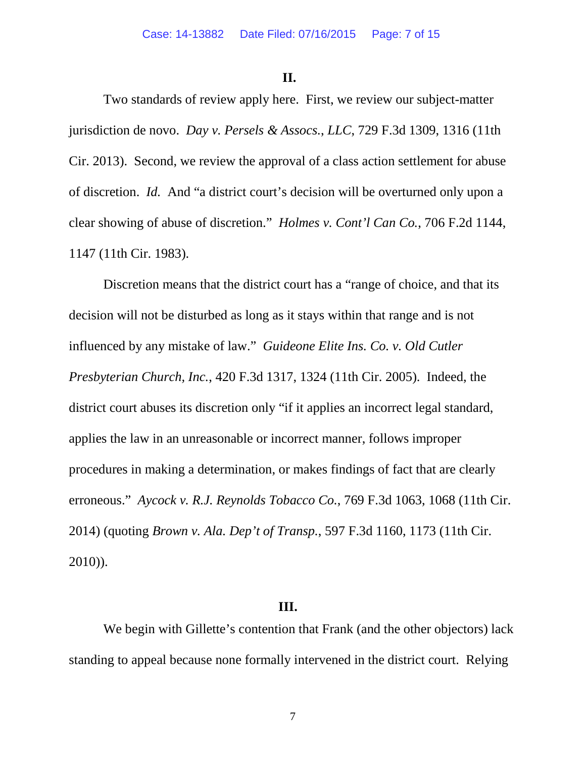## II.

Two standards of review apply here. First, we review our subject-matter jurisdiction de novo. *Day v. Persels & Assocs., LLC*, 729 F.3d 1309, 1316 (11th Cir. 2013). Second, we review the approval of a class action settlement for abuse of discretion. *Id.* And "a district court's decision will be overturned only upon a clear showing of abuse of discretion." *Holmes v. Cont'l Can Co.*, 706 F.2d 1144, 1147 (11th Cir. 1983).

Discretion means that the district court has a "range of choice, and that its decision will not be disturbed as long as it stays within that range and is not influenced by any mistake of law." *Guideone Elite Ins. Co. v. Old Cutler Presbyterian Church, Inc.*, 420 F.3d 1317, 1324 (11th Cir. 2005). Indeed, the district court abuses its discretion only "if it applies an incorrect legal standard, applies the law in an unreasonable or incorrect manner, follows improper procedures in making a determination, or makes findings of fact that are clearly erroneous." *Aycock v. R.J. Reynolds Tobacco Co.*, 769 F.3d 1063, 1068 (11th Cir. 2014) (quoting *Brown v. Ala. Dep't of Transp.*, 597 F.3d 1160, 1173 (11th Cir. 2010)).

## III.

We begin with Gillette's contention that Frank (and the other objectors) lack standing to appeal because none formally intervened in the district court. Relying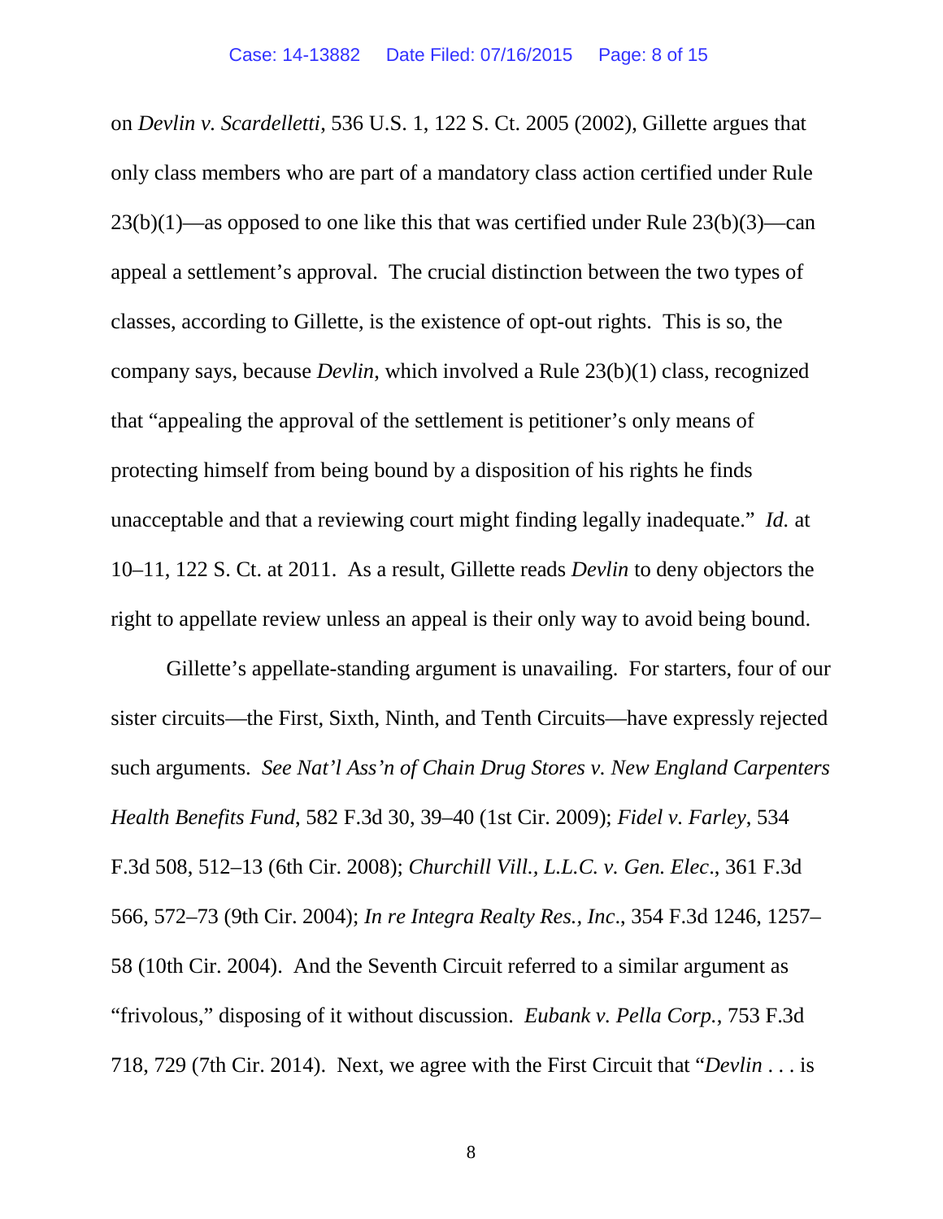on *Devlin v. Scardelletti*, 536 U.S. 1, 122 S. Ct. 2005 (2002), Gillette argues that only class members who are part of a mandatory class action certified under Rule 23(b)(1)—as opposed to one like this that was certified under Rule 23(b)(3)—can appeal a settlement's approval. The crucial distinction between the two types of classes, according to Gillette, is the existence of opt-out rights. This is so, the company says, because *Devlin*, which involved a Rule 23(b)(1) class, recognized that "appealing the approval of the settlement is petitioner's only means of protecting himself from being bound by a disposition of his rights he finds unacceptable and that a reviewing court might finding legally inadequate." *Id.* at 10–11, 122 S. Ct. at 2011. As a result, Gillette reads *Devlin* to deny objectors the right to appellate review unless an appeal is their only way to avoid being bound.

Gillette's appellate-standing argument is unavailing. For starters, four of our sister circuits—the First, Sixth, Ninth, and Tenth Circuits—have expressly rejected such arguments. *See Nat'l Ass'n of Chain Drug Stores v. New England Carpenters Health Benefits Fund*, 582 F.3d 30, 39–40 (1st Cir. 2009); *Fidel v. Farley*, 534 F.3d 508, 512–13 (6th Cir. 2008); *Churchill Vill., L.L.C. v. Gen. Elec.*, 361 F.3d 566, 572–73 (9th Cir. 2004); *In re Integra Realty Res., Inc.*, 354 F.3d 1246, 1257–58 (10th Cir. 2004). And the Seventh Circuit referred to a similar argument as "frivolous," disposing of it without discussion. *Eubank v. Pella Corp.*, 753 F.3d 718, 729 (7th Cir. 2014). Next, we agree with the First Circuit that "*Devlin* . . . is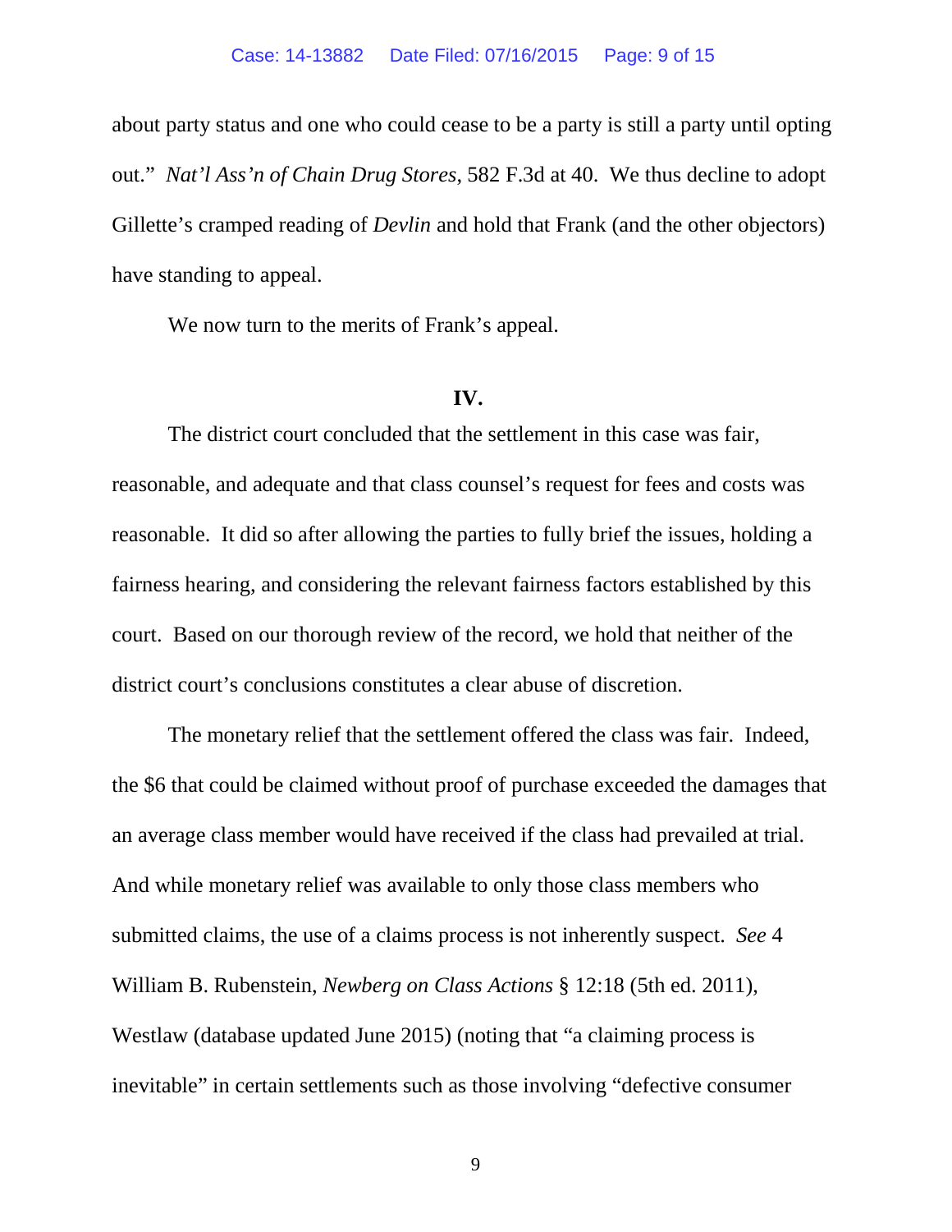about party status and one who could cease to be a party is still a party until opting out." *Nat'l Ass'n of Chain Drug Stores*, 582 F.3d at 40. We thus decline to adopt Gillette's cramped reading of *Devlin* and hold that Frank (and the other objectors) have standing to appeal.

We now turn to the merits of Frank's appeal.

**IV.**

The district court concluded that the settlement in this case was fair, reasonable, and adequate and that class counsel's request for fees and costs was reasonable. It did so after allowing the parties to fully brief the issues, holding a fairness hearing, and considering the relevant fairness factors established by this court. Based on our thorough review of the record, we hold that neither of the district court's conclusions constitutes a clear abuse of discretion.

The monetary relief that the settlement offered the class was fair. Indeed, the $6 that could be claimed without proof of purchase exceeded the damages that an average class member would have received if the class had prevailed at trial. And while monetary relief was available to only those class members who submitted claims, the use of a claims process is not inherently suspect. *See* 4 William B. Rubenstein, *Newberg on Class Actions* § 12:18 (5th ed. 2011), Westlaw (database updated June 2015) (noting that "a claiming process is inevitable" in certain settlements such as those involving "defective consumer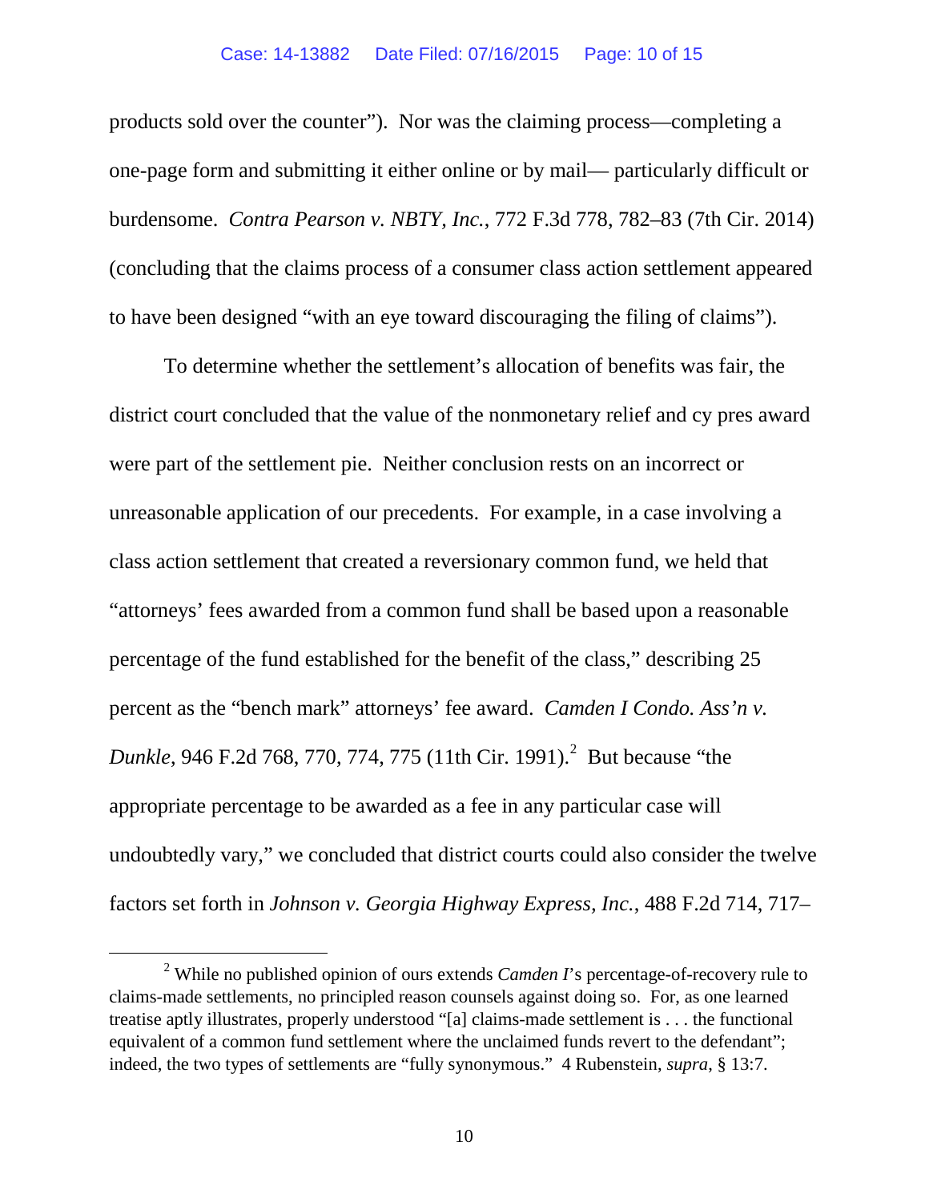products sold over the counter"). Nor was the claiming process—completing a one-page form and submitting it either online or by mail— particularly difficult or burdensome. *Contra Pearson v. NBTY, Inc.*, 772 F.3d 778, 782–83 (7th Cir. 2014) (concluding that the claims process of a consumer class action settlement appeared to have been designed "with an eye toward discouraging the filing of claims").

To determine whether the settlement's allocation of benefits was fair, the district court concluded that the value of the nonmonetary relief and cy pres award were part of the settlement pie. Neither conclusion rests on an incorrect or unreasonable application of our precedents. For example, in a case involving a class action settlement that created a reversionary common fund, we held that "attorneys' fees awarded from a common fund shall be based upon a reasonable percentage of the fund established for the benefit of the class," describing 25 percent as the "bench mark" attorneys' fee award. *Camden I Condo. Ass'n v. Dunkle*, 946 F.2d 768, 770, 774, 775 (11th Cir. 1991).[2] But because "the appropriate percentage to be awarded as a fee in any particular case will undoubtedly vary," we concluded that district courts could also consider the twelve factors set forth in *Johnson v. Georgia Highway Express, Inc.*, 488 F.2d 714, 717–

[2] While no published opinion of ours extends *Camden I*'s percentage-of-recovery rule to claims-made settlements, no principled reason counsels against doing so. For, as one learned treatise aptly illustrates, properly understood "[a] claims-made settlement is . . . the functional equivalent of a common fund settlement where the unclaimed funds revert to the defendant"; indeed, the two types of settlements are "fully synonymous." 4 Rubenstein, *supra*, § 13:7.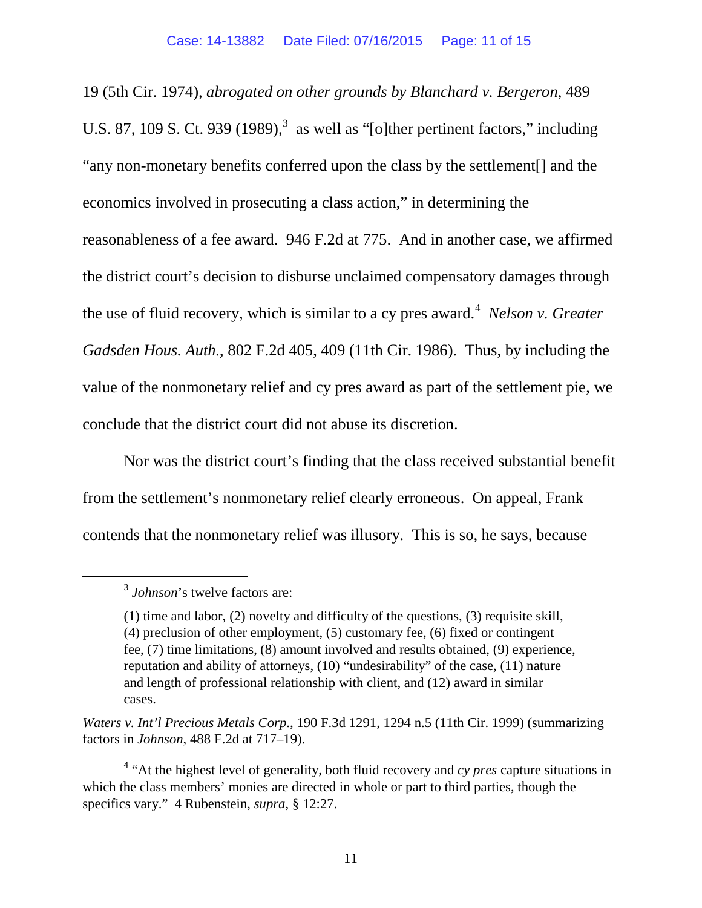19 (5th Cir. 1974), *abrogated on other grounds by Blanchard v. Bergeron*, 489 U.S. 87, 109 S. Ct. 939 (1989),[3] as well as "[o]ther pertinent factors," including "any non-monetary benefits conferred upon the class by the settlement[] and the economics involved in prosecuting a class action," in determining the reasonableness of a fee award. 946 F.2d at 775. And in another case, we affirmed the district court's decision to disburse unclaimed compensatory damages through the use of fluid recovery, which is similar to a cy pres award.[4] *Nelson v. Greater Gadsden Hous. Auth.*, 802 F.2d 405, 409 (11th Cir. 1986). Thus, by including the value of the nonmonetary relief and cy pres award as part of the settlement pie, we conclude that the district court did not abuse its discretion.

Nor was the district court's finding that the class received substantial benefit from the settlement's nonmonetary relief clearly erroneous. On appeal, Frank contends that the nonmonetary relief was illusory. This is so, he says, because

---

[3] *Johnson*'s twelve factors are:

> (1) time and labor, (2) novelty and difficulty of the questions, (3) requisite skill, (4) preclusion of other employment, (5) customary fee, (6) fixed or contingent fee, (7) time limitations, (8) amount involved and results obtained, (9) experience, reputation and ability of attorneys, (10) "undesirability" of the case, (11) nature and length of professional relationship with client, and (12) award in similar cases.

*Waters v. Int'l Precious Metals Corp.*, 190 F.3d 1291, 1294 n.5 (11th Cir. 1999) (summarizing factors in *Johnson*, 488 F.2d at 717–19).

[4] "At the highest level of generality, both fluid recovery and *cy pres* capture situations in which the class members' monies are directed in whole or part to third parties, though the specifics vary." 4 Rubenstein, *supra*, § 12:27.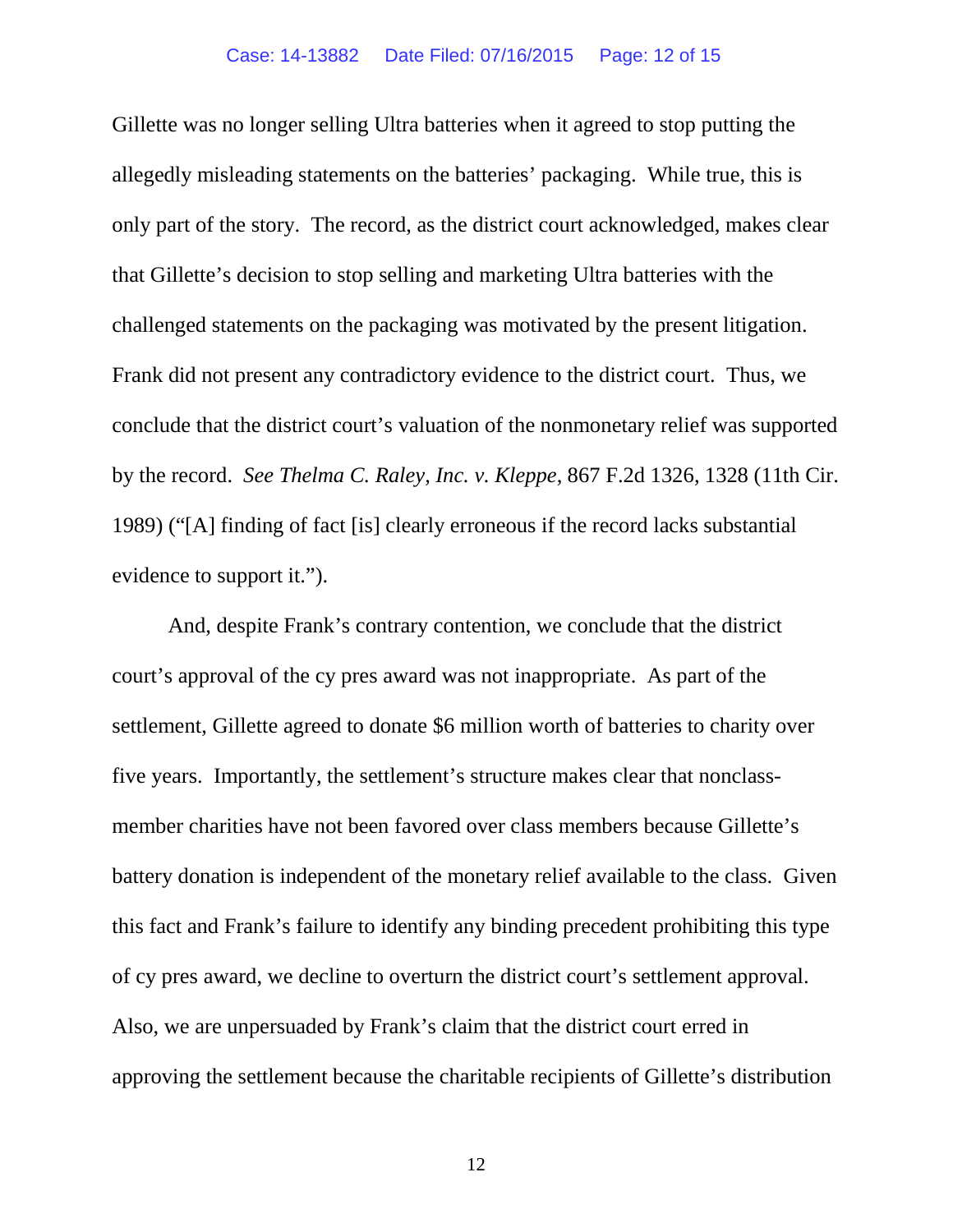Gillette was no longer selling Ultra batteries when it agreed to stop putting the allegedly misleading statements on the batteries' packaging. While true, this is only part of the story. The record, as the district court acknowledged, makes clear that Gillette's decision to stop selling and marketing Ultra batteries with the challenged statements on the packaging was motivated by the present litigation. Frank did not present any contradictory evidence to the district court. Thus, we conclude that the district court's valuation of the nonmonetary relief was supported by the record. *See Thelma C. Raley, Inc. v. Kleppe*, 867 F.2d 1326, 1328 (11th Cir. 1989) ("[A] finding of fact [is] clearly erroneous if the record lacks substantial evidence to support it.").

And, despite Frank's contrary contention, we conclude that the district court's approval of the cy pres award was not inappropriate. As part of the settlement, Gillette agreed to donate $6 million worth of batteries to charity over five years. Importantly, the settlement's structure makes clear that nonclass-member charities have not been favored over class members because Gillette's battery donation is independent of the monetary relief available to the class. Given this fact and Frank's failure to identify any binding precedent prohibiting this type of cy pres award, we decline to overturn the district court's settlement approval. Also, we are unpersuaded by Frank's claim that the district court erred in approving the settlement because the charitable recipients of Gillette's distribution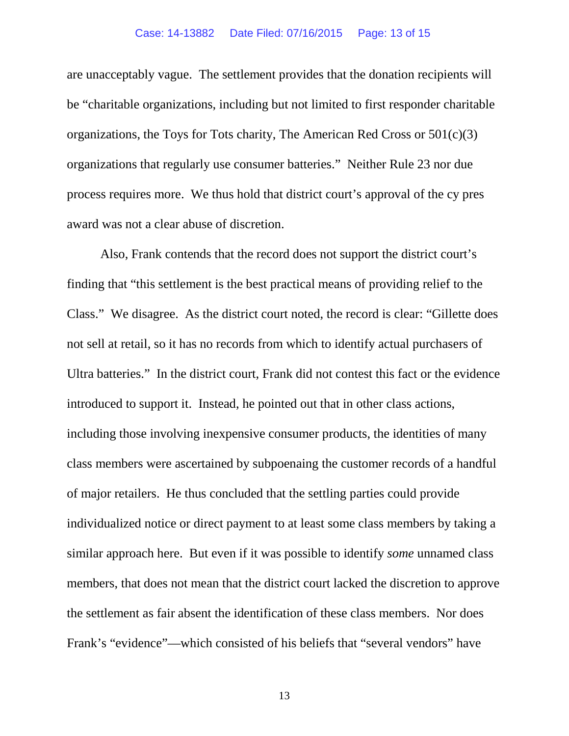are unacceptably vague. The settlement provides that the donation recipients will be "charitable organizations, including but not limited to first responder charitable organizations, the Toys for Tots charity, The American Red Cross or 501(c)(3) organizations that regularly use consumer batteries." Neither Rule 23 nor due process requires more. We thus hold that district court's approval of the cy pres award was not a clear abuse of discretion.

Also, Frank contends that the record does not support the district court's finding that "this settlement is the best practical means of providing relief to the Class." We disagree. As the district court noted, the record is clear: "Gillette does not sell at retail, so it has no records from which to identify actual purchasers of Ultra batteries." In the district court, Frank did not contest this fact or the evidence introduced to support it. Instead, he pointed out that in other class actions, including those involving inexpensive consumer products, the identities of many class members were ascertained by subpoenaing the customer records of a handful of major retailers. He thus concluded that the settling parties could provide individualized notice or direct payment to at least some class members by taking a similar approach here. But even if it was possible to identify *some* unnamed class members, that does not mean that the district court lacked the discretion to approve the settlement as fair absent the identification of these class members. Nor does Frank's "evidence"—which consisted of his beliefs that "several vendors" have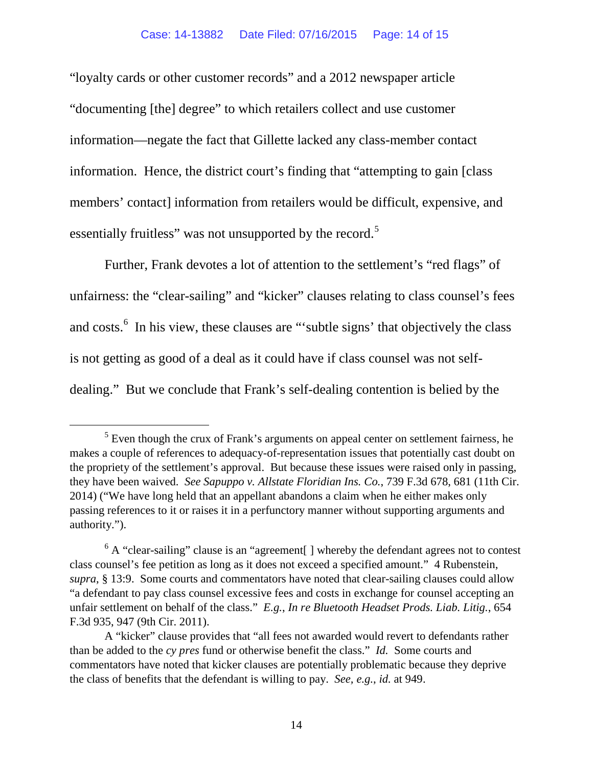"loyalty cards or other customer records" and a 2012 newspaper article "documenting [the] degree" to which retailers collect and use customer information—negate the fact that Gillette lacked any class-member contact information. Hence, the district court's finding that "attempting to gain [class members' contact] information from retailers would be difficult, expensive, and essentially fruitless" was not unsupported by the record.[5]

Further, Frank devotes a lot of attention to the settlement's "red flags" of unfairness: the "clear-sailing" and "kicker" clauses relating to class counsel's fees and costs.[6] In his view, these clauses are "'subtle signs' that objectively the class is not getting as good of a deal as it could have if class counsel was not self-dealing." But we conclude that Frank's self-dealing contention is belied by the

---

[5] Even though the crux of Frank's arguments on appeal center on settlement fairness, he makes a couple of references to adequacy-of-representation issues that potentially cast doubt on the propriety of the settlement's approval. But because these issues were raised only in passing, they have been waived. *See Sapuppo v. Allstate Floridian Ins. Co.*, 739 F.3d 678, 681 (11th Cir. 2014) ("We have long held that an appellant abandons a claim when he either makes only passing references to it or raises it in a perfunctory manner without supporting arguments and authority.").

[6] A "clear-sailing" clause is an "agreement[ ] whereby the defendant agrees not to contest class counsel's fee petition as long as it does not exceed a specified amount." 4 Rubenstein, *supra*, § 13:9. Some courts and commentators have noted that clear-sailing clauses could allow "a defendant to pay class counsel excessive fees and costs in exchange for counsel accepting an unfair settlement on behalf of the class." *E.g.*, *In re Bluetooth Headset Prods. Liab. Litig.*, 654 F.3d 935, 947 (9th Cir. 2011).

A "kicker" clause provides that "all fees not awarded would revert to defendants rather than be added to the *cy pres* fund or otherwise benefit the class." *Id.* Some courts and commentators have noted that kicker clauses are potentially problematic because they deprive the class of benefits that the defendant is willing to pay. *See, e.g.*, *id.* at 949.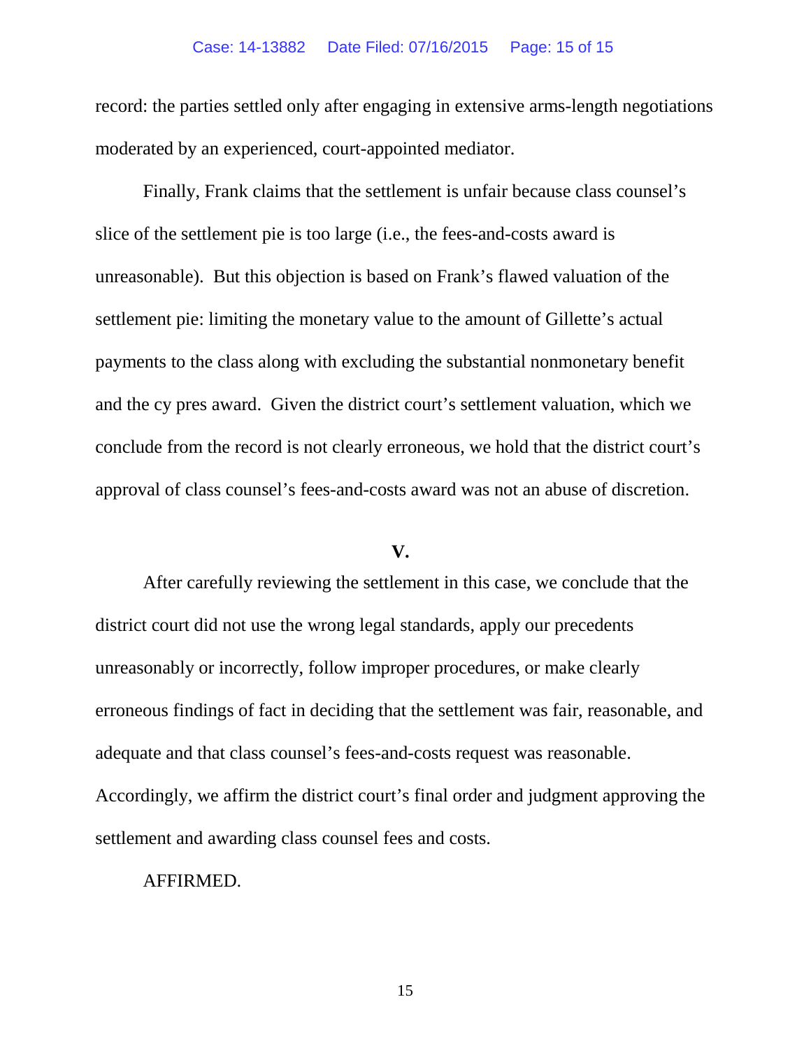record: the parties settled only after engaging in extensive arms-length negotiations moderated by an experienced, court-appointed mediator.

Finally, Frank claims that the settlement is unfair because class counsel's slice of the settlement pie is too large (i.e., the fees-and-costs award is unreasonable). But this objection is based on Frank's flawed valuation of the settlement pie: limiting the monetary value to the amount of Gillette's actual payments to the class along with excluding the substantial nonmonetary benefit and the cy pres award. Given the district court's settlement valuation, which we conclude from the record is not clearly erroneous, we hold that the district court's approval of class counsel's fees-and-costs award was not an abuse of discretion.

**V.**

After carefully reviewing the settlement in this case, we conclude that the district court did not use the wrong legal standards, apply our precedents unreasonably or incorrectly, follow improper procedures, or make clearly erroneous findings of fact in deciding that the settlement was fair, reasonable, and adequate and that class counsel's fees-and-costs request was reasonable. Accordingly, we affirm the district court's final order and judgment approving the settlement and awarding class counsel fees and costs.

AFFIRMED.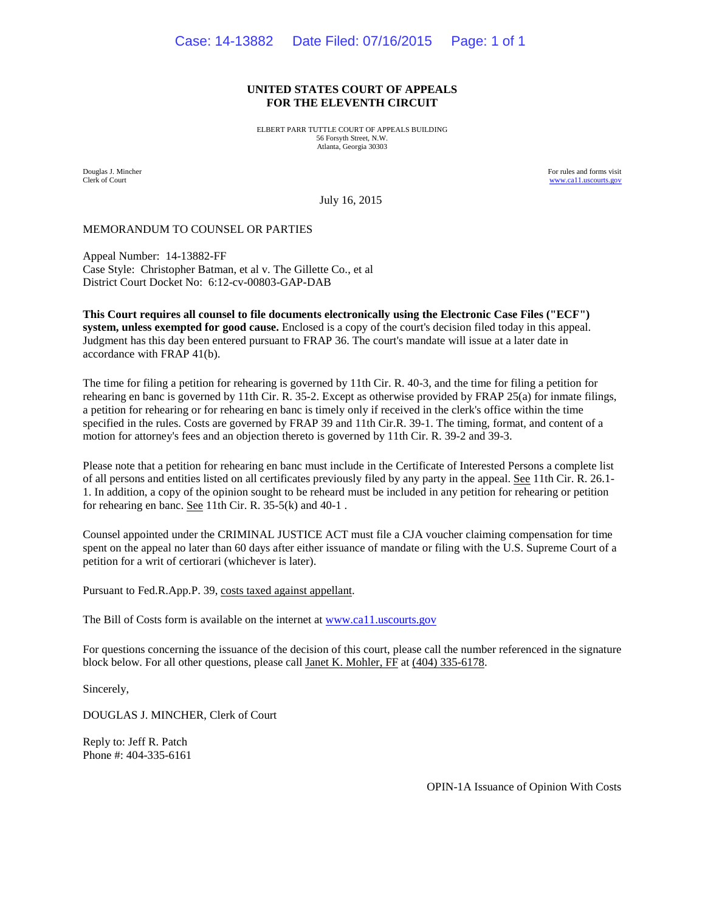**UNITED STATES COURT OF APPEALS**
**FOR THE ELEVENTH CIRCUIT**

ELBERT PARR TUTTLE COURT OF APPEALS BUILDING
56 Forsyth Street, N.W.
Atlanta, Georgia 30303

Douglas J. Mincher
Clerk of Court

For rules and forms visit
www.ca11.uscourts.gov

July 16, 2015

MEMORANDUM TO COUNSEL OR PARTIES

Appeal Number: 14-13882-FF
Case Style: Christopher Batman, et al v. The Gillette Co., et al
District Court Docket No: 6:12-cv-00803-GAP-DAB

**This Court requires all counsel to file documents electronically using the Electronic Case Files ("ECF") system, unless exempted for good cause.** Enclosed is a copy of the court's decision filed today in this appeal. Judgment has this day been entered pursuant to FRAP 36. The court's mandate will issue at a later date in accordance with FRAP 41(b).

The time for filing a petition for rehearing is governed by 11th Cir. R. 40-3, and the time for filing a petition for rehearing en banc is governed by 11th Cir. R. 35-2. Except as otherwise provided by FRAP 25(a) for inmate filings, a petition for rehearing or for rehearing en banc is timely only if received in the clerk's office within the time specified in the rules. Costs are governed by FRAP 39 and 11th Cir.R. 39-1. The timing, format, and content of a motion for attorney's fees and an objection thereto is governed by 11th Cir. R. 39-2 and 39-3.

Please note that a petition for rehearing en banc must include in the Certificate of Interested Persons a complete list of all persons and entities listed on all certificates previously filed by any party in the appeal. See 11th Cir. R. 26.1-1. In addition, a copy of the opinion sought to be reheard must be included in any petition for rehearing or petition for rehearing en banc. See 11th Cir. R. 35-5(k) and 40-1 .

Counsel appointed under the CRIMINAL JUSTICE ACT must file a CJA voucher claiming compensation for time spent on the appeal no later than 60 days after either issuance of mandate or filing with the U.S. Supreme Court of a petition for a writ of certiorari (whichever is later).

Pursuant to Fed.R.App.P. 39, costs taxed against appellant.

The Bill of Costs form is available on the internet at www.ca11.uscourts.gov

For questions concerning the issuance of the decision of this court, please call the number referenced in the signature block below. For all other questions, please call Janet K. Mohler, FF at (404) 335-6178.

Sincerely,

DOUGLAS J. MINCHER, Clerk of Court

Reply to: Jeff R. Patch
Phone #: 404-335-6161

OPIN-1A Issuance of Opinion With Costs